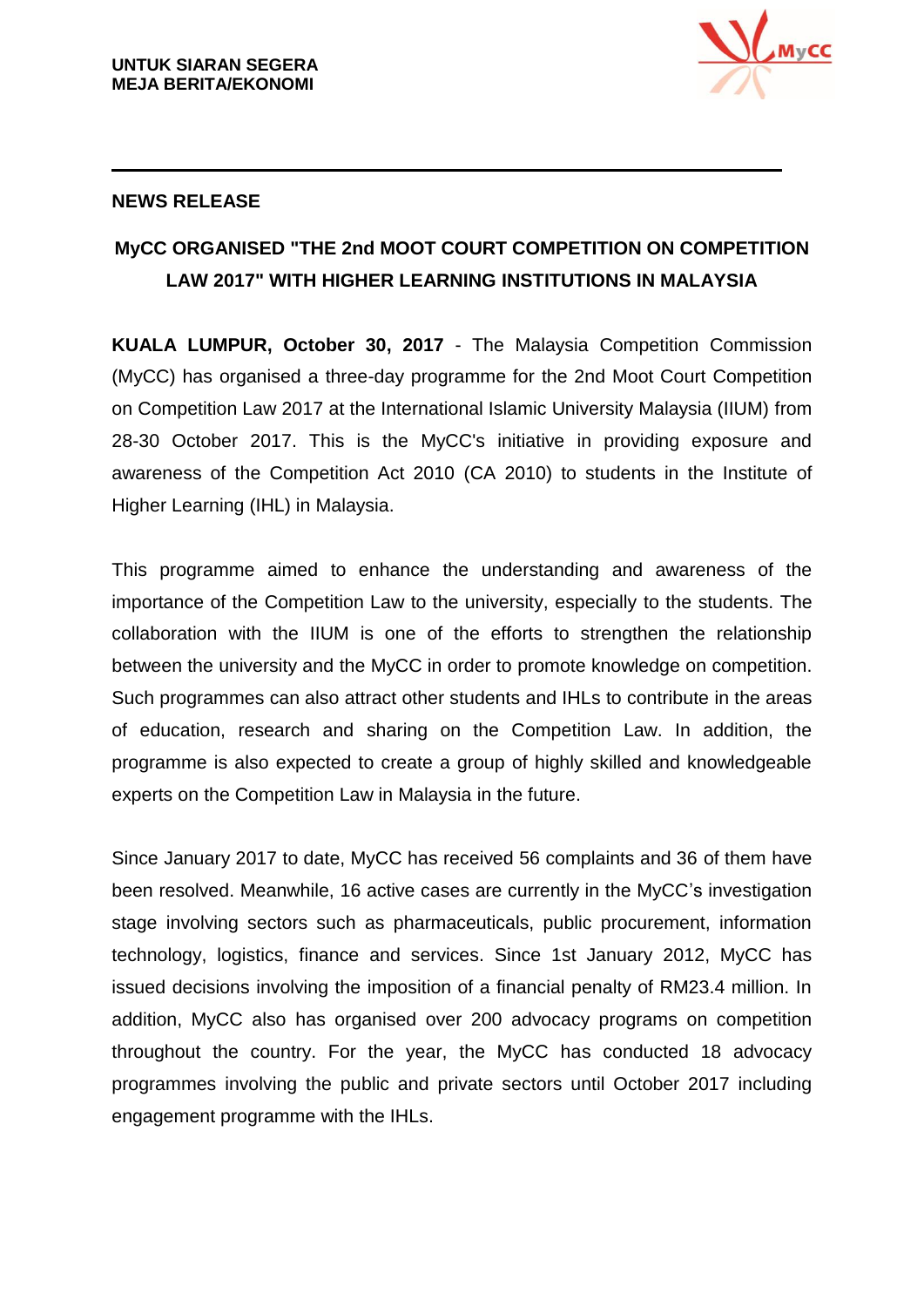**UNTUK SIARAN SEGERA**
**MEJA BERITA/EKONOMI**

---

**NEWS RELEASE**

## MyCC ORGANISED "THE 2nd MOOT COURT COMPETITION ON COMPETITION LAW 2017" WITH HIGHER LEARNING INSTITUTIONS IN MALAYSIA

**KUALA LUMPUR, October 30, 2017** - The Malaysia Competition Commission (MyCC) has organised a three-day programme for the 2nd Moot Court Competition on Competition Law 2017 at the International Islamic University Malaysia (IIUM) from 28-30 October 2017. This is the MyCC's initiative in providing exposure and awareness of the Competition Act 2010 (CA 2010) to students in the Institute of Higher Learning (IHL) in Malaysia.

This programme aimed to enhance the understanding and awareness of the importance of the Competition Law to the university, especially to the students. The collaboration with the IIUM is one of the efforts to strengthen the relationship between the university and the MyCC in order to promote knowledge on competition. Such programmes can also attract other students and IHLs to contribute in the areas of education, research and sharing on the Competition Law. In addition, the programme is also expected to create a group of highly skilled and knowledgeable experts on the Competition Law in Malaysia in the future.

Since January 2017 to date, MyCC has received 56 complaints and 36 of them have been resolved. Meanwhile, 16 active cases are currently in the MyCC's investigation stage involving sectors such as pharmaceuticals, public procurement, information technology, logistics, finance and services. Since 1st January 2012, MyCC has issued decisions involving the imposition of a financial penalty of RM23.4 million. In addition, MyCC also has organised over 200 advocacy programs on competition throughout the country. For the year, the MyCC has conducted 18 advocacy programmes involving the public and private sectors until October 2017 including engagement programme with the IHLs.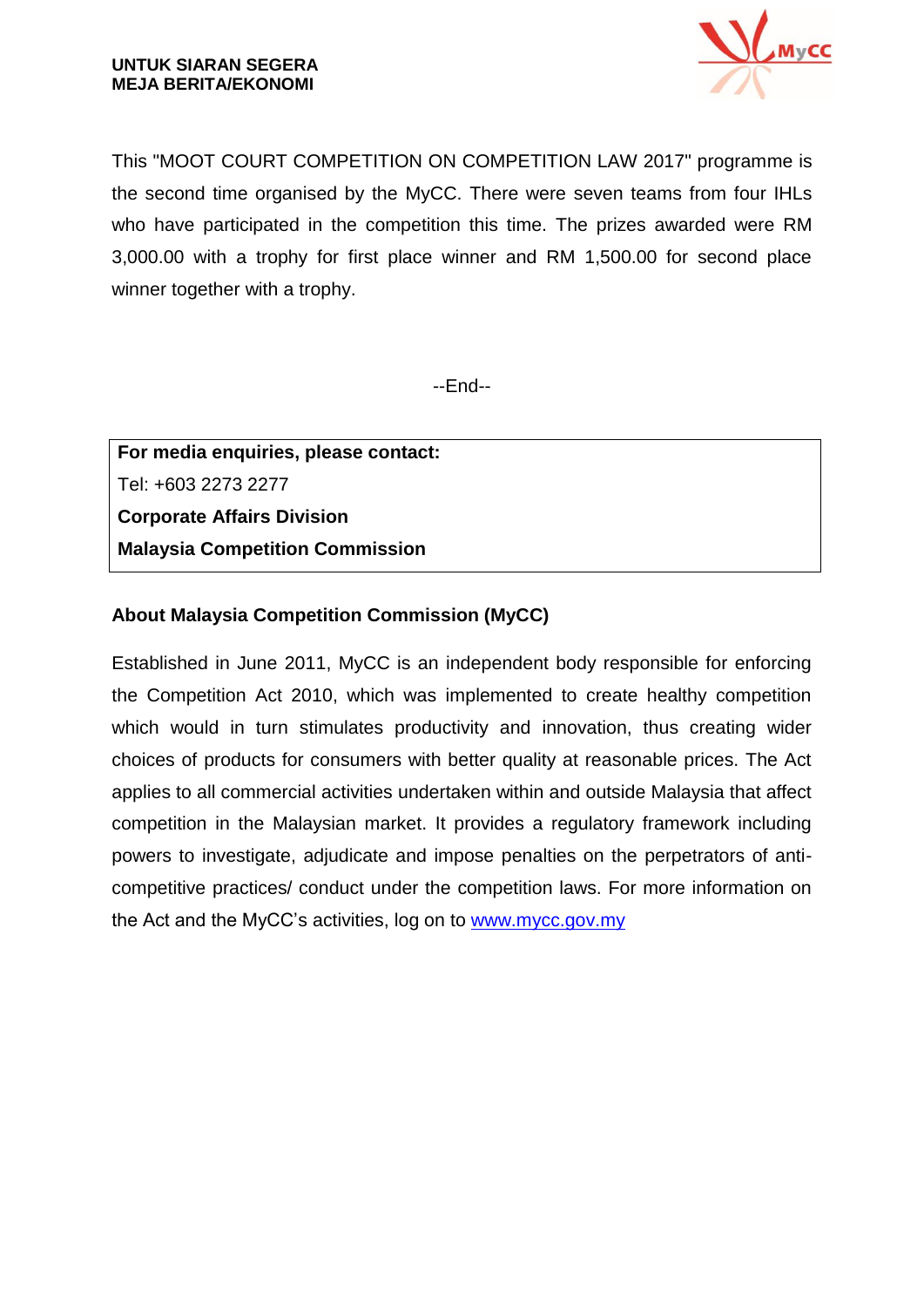**UNTUK SIARAN SEGERA**
**MEJA BERITA/EKONOMI**

This "MOOT COURT COMPETITION ON COMPETITION LAW 2017" programme is the second time organised by the MyCC. There were seven teams from four IHLs who have participated in the competition this time. The prizes awarded were RM 3,000.00 with a trophy for first place winner and RM 1,500.00 for second place winner together with a trophy.

--End--

| |
|---|
| **For media enquiries, please contact:** |
| Tel: +603 2273 2277 |
| **Corporate Affairs Division** |
| **Malaysia Competition Commission** |

**About Malaysia Competition Commission (MyCC)**

Established in June 2011, MyCC is an independent body responsible for enforcing the Competition Act 2010, which was implemented to create healthy competition which would in turn stimulates productivity and innovation, thus creating wider choices of products for consumers with better quality at reasonable prices. The Act applies to all commercial activities undertaken within and outside Malaysia that affect competition in the Malaysian market. It provides a regulatory framework including powers to investigate, adjudicate and impose penalties on the perpetrators of anti-competitive practices/ conduct under the competition laws. For more information on the Act and the MyCC's activities, log on to www.mycc.gov.my